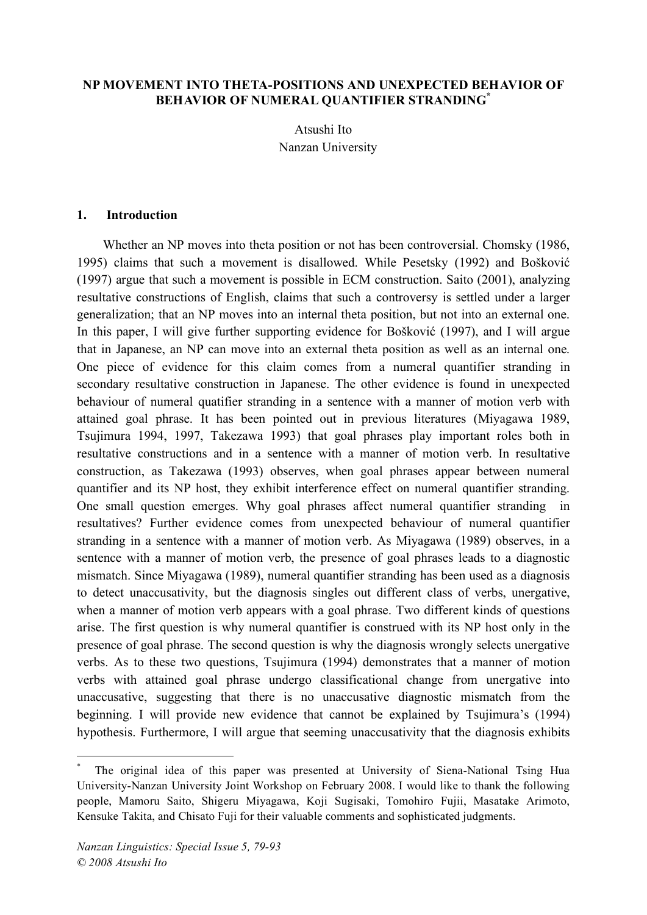# NP MOVEMENT INTO THETA-POSITIONS AND UNEXPECTED BEHAVIOR OF BEHAVIOR OF NUMERAL QUANTIFIER STRANDING*

Atsushi Ito
Nanzan University

## 1. Introduction

Whether an NP moves into theta position or not has been controversial. Chomsky (1986, 1995) claims that such a movement is disallowed. While Pesetsky (1992) and Bošković (1997) argue that such a movement is possible in ECM construction. Saito (2001), analyzing resultative constructions of English, claims that such a controversy is settled under a larger generalization; that an NP moves into an internal theta position, but not into an external one. In this paper, I will give further supporting evidence for Bošković (1997), and I will argue that in Japanese, an NP can move into an external theta position as well as an internal one. One piece of evidence for this claim comes from a numeral quantifier stranding in secondary resultative construction in Japanese. The other evidence is found in unexpected behaviour of numeral quatifier stranding in a sentence with a manner of motion verb with attained goal phrase. It has been pointed out in previous literatures (Miyagawa 1989, Tsujimura 1994, 1997, Takezawa 1993) that goal phrases play important roles both in resultative constructions and in a sentence with a manner of motion verb. In resultative construction, as Takezawa (1993) observes, when goal phrases appear between numeral quantifier and its NP host, they exhibit interference effect on numeral quantifier stranding. One small question emerges. Why goal phrases affect numeral quantifier stranding in resultatives? Further evidence comes from unexpected behaviour of numeral quantifier stranding in a sentence with a manner of motion verb. As Miyagawa (1989) observes, in a sentence with a manner of motion verb, the presence of goal phrases leads to a diagnostic mismatch. Since Miyagawa (1989), numeral quantifier stranding has been used as a diagnosis to detect unaccusativity, but the diagnosis singles out different class of verbs, unergative, when a manner of motion verb appears with a goal phrase. Two different kinds of questions arise. The first question is why numeral quantifier is construed with its NP host only in the presence of goal phrase. The second question is why the diagnosis wrongly selects unergative verbs. As to these two questions, Tsujimura (1994) demonstrates that a manner of motion verbs with attained goal phrase undergo classificational change from unergative into unaccusative, suggesting that there is no unaccusative diagnostic mismatch from the beginning. I will provide new evidence that cannot be explained by Tsujimura's (1994) hypothesis. Furthermore, I will argue that seeming unaccusativity that the diagnosis exhibits

* The original idea of this paper was presented at University of Siena-National Tsing Hua University-Nanzan University Joint Workshop on February 2008. I would like to thank the following people, Mamoru Saito, Shigeru Miyagawa, Koji Sugisaki, Tomohiro Fujii, Masatake Arimoto, Kensuke Takita, and Chisato Fuji for their valuable comments and sophisticated judgments.

*Nanzan Linguistics: Special Issue 5, 79-93*
*© 2008 Atsushi Ito*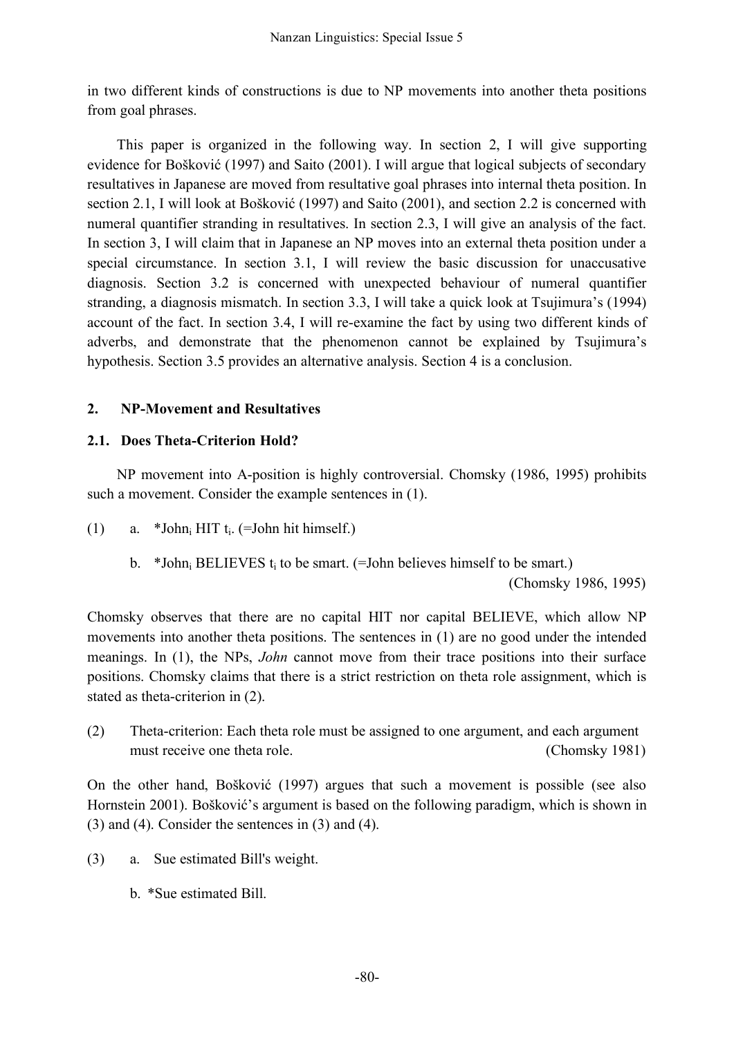in two different kinds of constructions is due to NP movements into another theta positions from goal phrases.

This paper is organized in the following way. In section 2, I will give supporting evidence for Bošković (1997) and Saito (2001). I will argue that logical subjects of secondary resultatives in Japanese are moved from resultative goal phrases into internal theta position. In section 2.1, I will look at Bošković (1997) and Saito (2001), and section 2.2 is concerned with numeral quantifier stranding in resultatives. In section 2.3, I will give an analysis of the fact. In section 3, I will claim that in Japanese an NP moves into an external theta position under a special circumstance. In section 3.1, I will review the basic discussion for unaccusative diagnosis. Section 3.2 is concerned with unexpected behaviour of numeral quantifier stranding, a diagnosis mismatch. In section 3.3, I will take a quick look at Tsujimura's (1994) account of the fact. In section 3.4, I will re-examine the fact by using two different kinds of adverbs, and demonstrate that the phenomenon cannot be explained by Tsujimura's hypothesis. Section 3.5 provides an alternative analysis. Section 4 is a conclusion.

## 2. NP-Movement and Resultatives

### 2.1. Does Theta-Criterion Hold?

NP movement into A-position is highly controversial. Chomsky (1986, 1995) prohibits such a movement. Consider the example sentences in (1).

(1) a. *John$_i$ HIT t$_i$. (=John hit himself.)

b. *John$_i$ BELIEVES t$_i$ to be smart. (=John believes himself to be smart.)
(Chomsky 1986, 1995)

Chomsky observes that there are no capital HIT nor capital BELIEVE, which allow NP movements into another theta positions. The sentences in (1) are no good under the intended meanings. In (1), the NPs, *John* cannot move from their trace positions into their surface positions. Chomsky claims that there is a strict restriction on theta role assignment, which is stated as theta-criterion in (2).

(2) Theta-criterion: Each theta role must be assigned to one argument, and each argument must receive one theta role. (Chomsky 1981)

On the other hand, Bošković (1997) argues that such a movement is possible (see also Hornstein 2001). Bošković's argument is based on the following paradigm, which is shown in (3) and (4). Consider the sentences in (3) and (4).

(3) a. Sue estimated Bill's weight.

b. *Sue estimated Bill.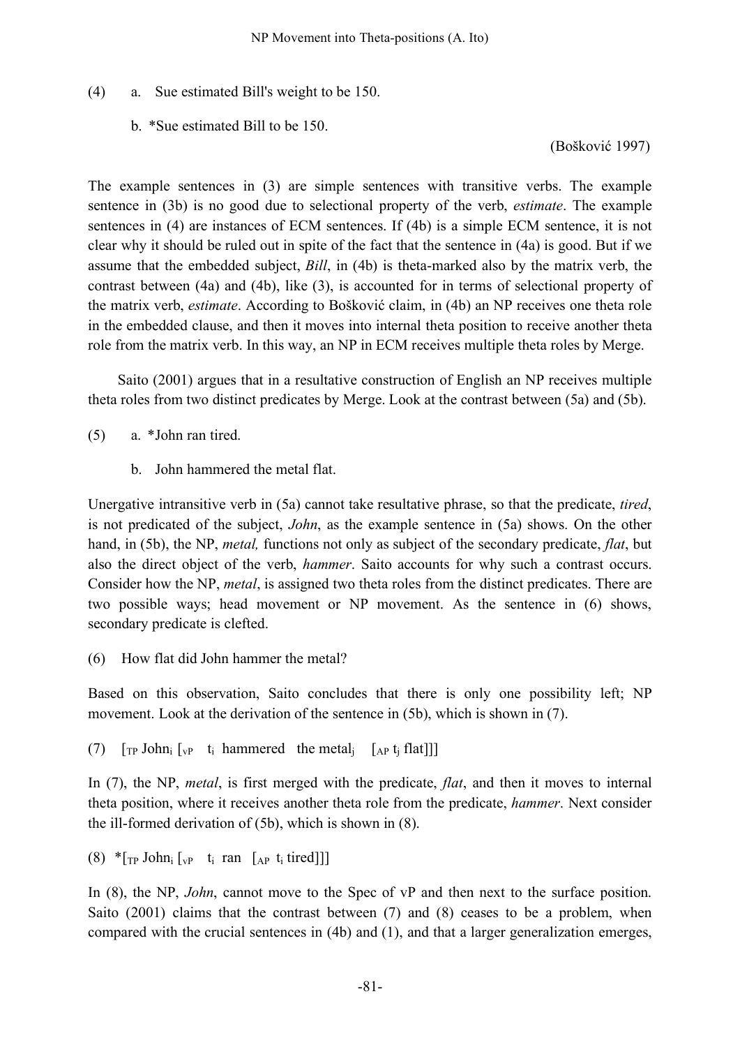(4) a. Sue estimated Bill's weight to be 150.

b. *Sue estimated Bill to be 150.

(Bošković 1997)

The example sentences in (3) are simple sentences with transitive verbs. The example sentence in (3b) is no good due to selectional property of the verb, *estimate*. The example sentences in (4) are instances of ECM sentences. If (4b) is a simple ECM sentence, it is not clear why it should be ruled out in spite of the fact that the sentence in (4a) is good. But if we assume that the embedded subject, *Bill*, in (4b) is theta-marked also by the matrix verb, the contrast between (4a) and (4b), like (3), is accounted for in terms of selectional property of the matrix verb, *estimate*. According to Bošković claim, in (4b) an NP receives one theta role in the embedded clause, and then it moves into internal theta position to receive another theta role from the matrix verb. In this way, an NP in ECM receives multiple theta roles by Merge.

Saito (2001) argues that in a resultative construction of English an NP receives multiple theta roles from two distinct predicates by Merge. Look at the contrast between (5a) and (5b).

(5) a. *John ran tired.

b. John hammered the metal flat.

Unergative intransitive verb in (5a) cannot take resultative phrase, so that the predicate, *tired*, is not predicated of the subject, *John*, as the example sentence in (5a) shows. On the other hand, in (5b), the NP, *metal,* functions not only as subject of the secondary predicate, *flat*, but also the direct object of the verb, *hammer*. Saito accounts for why such a contrast occurs. Consider how the NP, *metal*, is assigned two theta roles from the distinct predicates. There are two possible ways; head movement or NP movement. As the sentence in (6) shows, secondary predicate is clefted.

(6) How flat did John hammer the metal?

Based on this observation, Saito concludes that there is only one possibility left; NP movement. Look at the derivation of the sentence in (5b), which is shown in (7).

(7) [$_{TP}$ John$_i$ [$_{vP}$ t$_i$ hammered the metal$_j$ [$_{AP}$ t$_j$ flat]]]

In (7), the NP, *metal*, is first merged with the predicate, *flat*, and then it moves to internal theta position, where it receives another theta role from the predicate, *hammer*. Next consider the ill-formed derivation of (5b), which is shown in (8).

(8) *[$_{TP}$ John$_i$ [$_{vP}$ t$_i$ ran [$_{AP}$ t$_i$ tired]]]

In (8), the NP, *John*, cannot move to the Spec of vP and then next to the surface position. Saito (2001) claims that the contrast between (7) and (8) ceases to be a problem, when compared with the crucial sentences in (4b) and (1), and that a larger generalization emerges,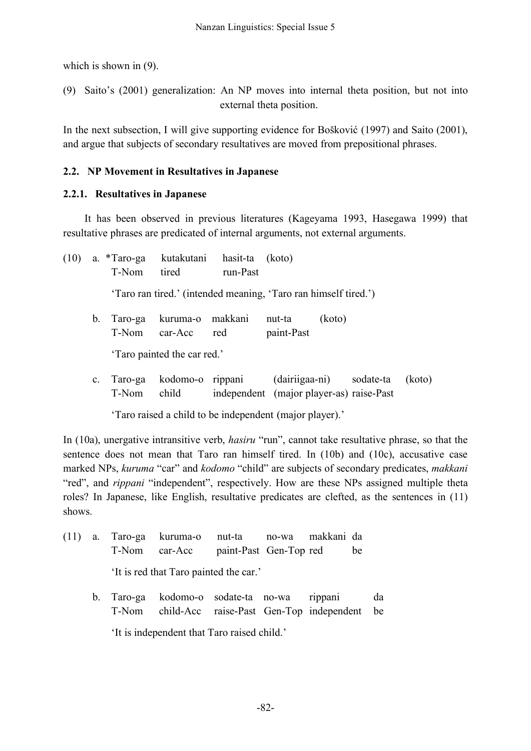which is shown in (9).

(9) Saito's (2001) generalization: An NP moves into internal theta position, but not into external theta position.

In the next subsection, I will give supporting evidence for Bošković (1997) and Saito (2001), and argue that subjects of secondary resultatives are moved from prepositional phrases.

## 2.2. NP Movement in Resultatives in Japanese

### 2.2.1. Resultatives in Japanese

It has been observed in previous literatures (Kageyama 1993, Hasegawa 1999) that resultative phrases are predicated of internal arguments, not external arguments.

(10) a. *Taro-ga kutakutani hasit-ta (koto)
T-Nom tired run-Past

'Taro ran tired.' (intended meaning, 'Taro ran himself tired.')

b. Taro-ga kuruma-o makkani nut-ta (koto)
T-Nom car-Acc red paint-Past

'Taro painted the car red.'

c. Taro-ga kodomo-o rippani (dairiigaa-ni) sodate-ta (koto)
T-Nom child independent (major player-as) raise-Past

'Taro raised a child to be independent (major player).'

In (10a), unergative intransitive verb, *hasiru* "run", cannot take resultative phrase, so that the sentence does not mean that Taro ran himself tired. In (10b) and (10c), accusative case marked NPs, *kuruma* "car" and *kodomo* "child" are subjects of secondary predicates, *makkani* "red", and *rippani* "independent", respectively. How are these NPs assigned multiple theta roles? In Japanese, like English, resultative predicates are clefted, as the sentences in (11) shows.

(11) a. Taro-ga kuruma-o nut-ta no-wa makkani da
T-Nom car-Acc paint-Past Gen-Top red be

'It is red that Taro painted the car.'

b. Taro-ga kodomo-o sodate-ta no-wa rippani da
T-Nom child-Acc raise-Past Gen-Top independent be

'It is independent that Taro raised child.'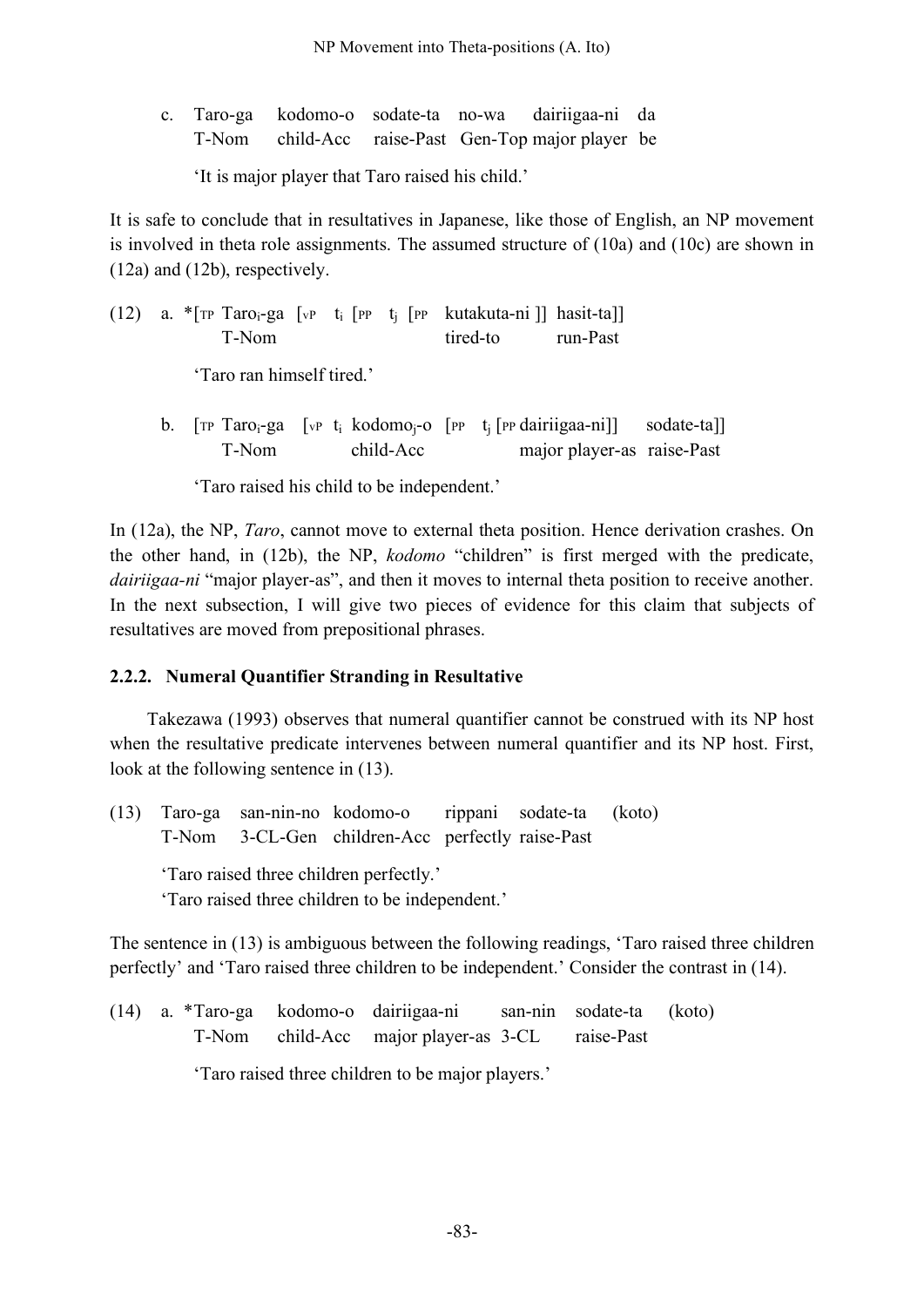c. Taro-ga kodomo-o sodate-ta no-wa dairiigaa-ni da
   T-Nom child-Acc raise-Past Gen-Top major player be

   'It is major player that Taro raised his child.'

It is safe to conclude that in resultatives in Japanese, like those of English, an NP movement is involved in theta role assignments. The assumed structure of (10a) and (10c) are shown in (12a) and (12b), respectively.

(12) a. *[TP Taro$_i$-ga [vP t$_i$ [PP t$_j$ [PP kutakuta-ni ]] hasit-ta]]
   T-Nom tired-to run-Past

   'Taro ran himself tired.'

b. [TP Taro$_i$-ga [vP t$_i$ kodomo$_j$-o [PP t$_j$ [PP dairiigaa-ni]] sodate-ta]]
   T-Nom child-Acc major player-as raise-Past

   'Taro raised his child to be independent.'

In (12a), the NP, *Taro*, cannot move to external theta position. Hence derivation crashes. On the other hand, in (12b), the NP, *kodomo* "children" is first merged with the predicate, *dairiigaa-ni* "major player-as", and then it moves to internal theta position to receive another. In the next subsection, I will give two pieces of evidence for this claim that subjects of resultatives are moved from prepositional phrases.

### 2.2.2. Numeral Quantifier Stranding in Resultative

Takezawa (1993) observes that numeral quantifier cannot be construed with its NP host when the resultative predicate intervenes between numeral quantifier and its NP host. First, look at the following sentence in (13).

(13) Taro-ga san-nin-no kodomo-o rippani sodate-ta (koto)
   T-Nom 3-CL-Gen children-Acc perfectly raise-Past

   'Taro raised three children perfectly.'
   'Taro raised three children to be independent.'

The sentence in (13) is ambiguous between the following readings, 'Taro raised three children perfectly' and 'Taro raised three children to be independent.' Consider the contrast in (14).

(14) a. *Taro-ga kodomo-o dairiigaa-ni san-nin sodate-ta (koto)
   T-Nom child-Acc major player-as 3-CL raise-Past

   'Taro raised three children to be major players.'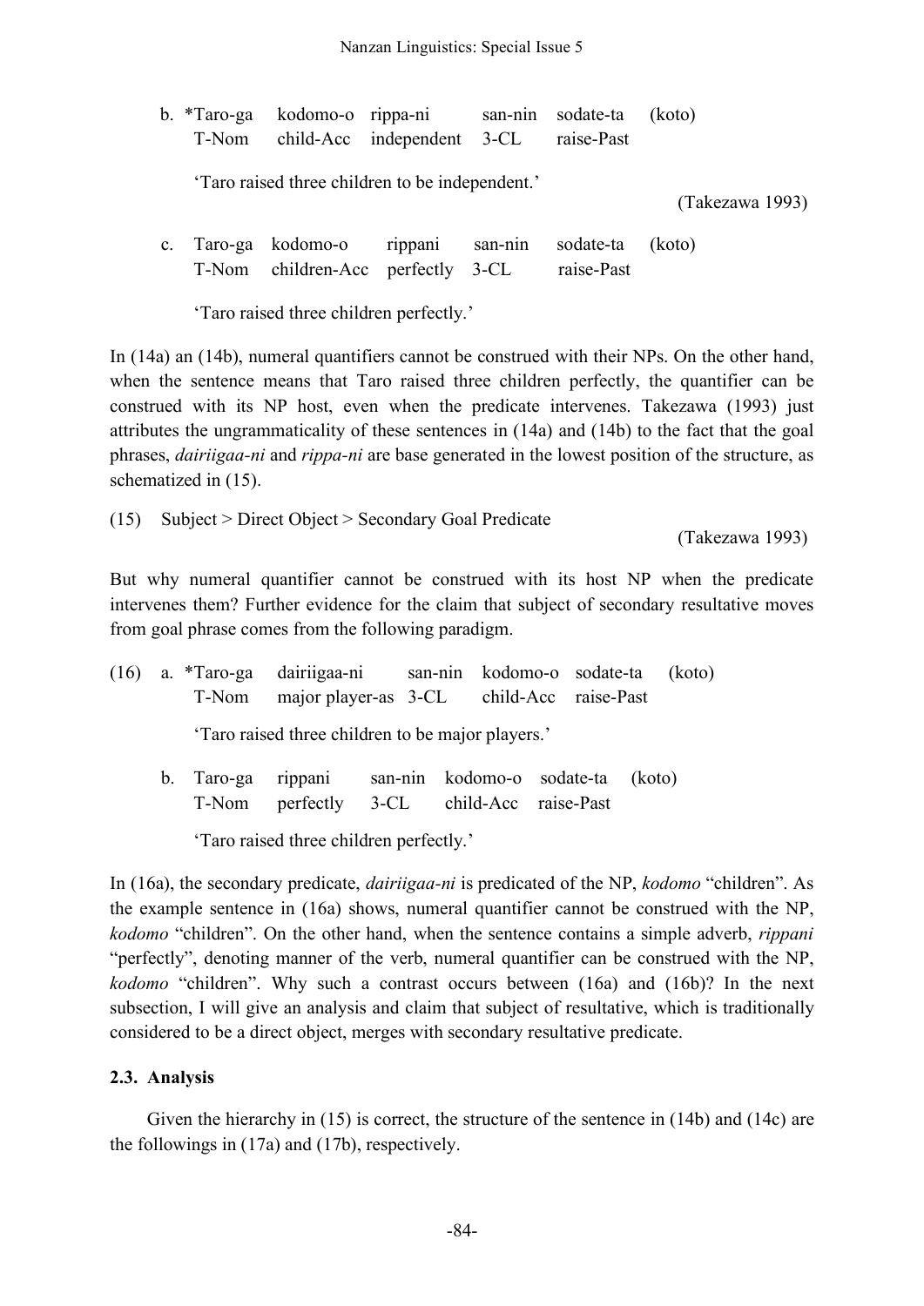b. *Taro-ga kodomo-o rippa-ni san-nin sodate-ta (koto)
   T-Nom child-Acc independent 3-CL raise-Past

   'Taro raised three children to be independent.'

(Takezawa 1993)

c. Taro-ga kodomo-o rippani san-nin sodate-ta (koto)
   T-Nom children-Acc perfectly 3-CL raise-Past

   'Taro raised three children perfectly.'

In (14a) an (14b), numeral quantifiers cannot be construed with their NPs. On the other hand, when the sentence means that Taro raised three children perfectly, the quantifier can be construed with its NP host, even when the predicate intervenes. Takezawa (1993) just attributes the ungrammaticality of these sentences in (14a) and (14b) to the fact that the goal phrases, *dairiigaa-ni* and *rippa-ni* are base generated in the lowest position of the structure, as schematized in (15).

(15) Subject > Direct Object > Secondary Goal Predicate

(Takezawa 1993)

But why numeral quantifier cannot be construed with its host NP when the predicate intervenes them? Further evidence for the claim that subject of secondary resultative moves from goal phrase comes from the following paradigm.

(16) a. *Taro-ga dairiigaa-ni san-nin kodomo-o sodate-ta (koto)
   T-Nom major player-as 3-CL child-Acc raise-Past

   'Taro raised three children to be major players.'

b. Taro-ga rippani san-nin kodomo-o sodate-ta (koto)
   T-Nom perfectly 3-CL child-Acc raise-Past

   'Taro raised three children perfectly.'

In (16a), the secondary predicate, *dairiigaa-ni* is predicated of the NP, *kodomo* "children". As the example sentence in (16a) shows, numeral quantifier cannot be construed with the NP, *kodomo* "children". On the other hand, when the sentence contains a simple adverb, *rippani* "perfectly", denoting manner of the verb, numeral quantifier can be construed with the NP, *kodomo* "children". Why such a contrast occurs between (16a) and (16b)? In the next subsection, I will give an analysis and claim that subject of resultative, which is traditionally considered to be a direct object, merges with secondary resultative predicate.

### 2.3. Analysis

Given the hierarchy in (15) is correct, the structure of the sentence in (14b) and (14c) are the followings in (17a) and (17b), respectively.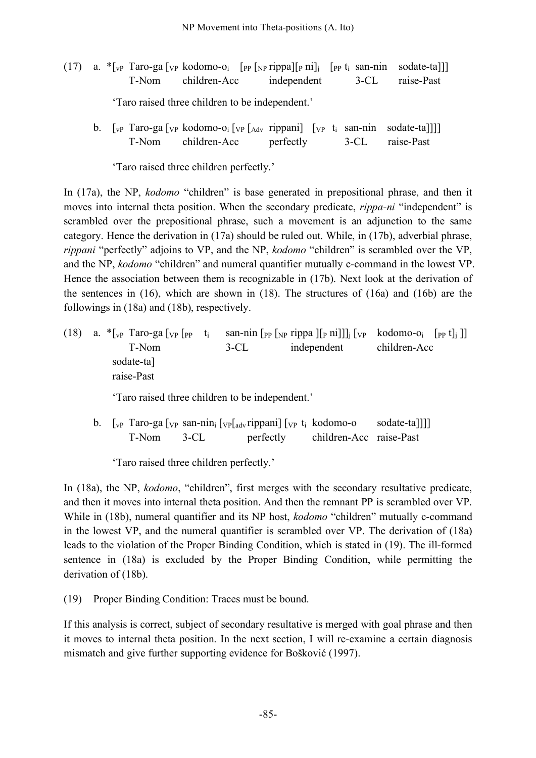(17) a. *[$_{vP}$ Taro-ga [$_{VP}$ kodomo-o$_i$ [$_{PP}$ [$_{NP}$ rippa][$_P$ ni]$_j$ [$_{PP}$ t$_i$ san-nin sodate-ta]]]
T-Nom children-Acc independent 3-CL raise-Past

'Taro raised three children to be independent.'

b. [$_{vP}$ Taro-ga [$_{VP}$ kodomo-o$_i$ [$_{VP}$ [$_{Adv}$ rippani] [$_{VP}$ t$_i$ san-nin sodate-ta]]]]
T-Nom children-Acc perfectly 3-CL raise-Past

'Taro raised three children perfectly.'

In (17a), the NP, *kodomo* "children" is base generated in prepositional phrase, and then it moves into internal theta position. When the secondary predicate, *rippa-ni* "independent" is scrambled over the prepositional phrase, such a movement is an adjunction to the same category. Hence the derivation in (17a) should be ruled out. While, in (17b), adverbial phrase, *rippani* "perfectly" adjoins to VP, and the NP, *kodomo* "children" is scrambled over the VP, and the NP, *kodomo* "children" and numeral quantifier mutually c-command in the lowest VP. Hence the association between them is recognizable in (17b). Next look at the derivation of the sentences in (16), which are shown in (18). The structures of (16a) and (16b) are the followings in (18a) and (18b), respectively.

(18) a. *[$_{vP}$ Taro-ga [$_{VP}$ [$_{PP}$ t$_i$ san-nin [$_{PP}$ [$_{NP}$ rippa ][$_P$ ni]]]$_j$ [$_{VP}$ kodomo-o$_i$ [$_{PP}$ t]$_j$ ]]
T-Nom 3-CL independent children-Acc
sodate-ta]
raise-Past

'Taro raised three children to be independent.'

b. [$_{vP}$ Taro-ga [$_{VP}$ san-nin$_i$ [$_{VP}$[$_{adv}$ rippani] [$_{VP}$ t$_i$ kodomo-o sodate-ta]]]]
T-Nom 3-CL perfectly children-Acc raise-Past

'Taro raised three children perfectly.'

In (18a), the NP, *kodomo*, "children", first merges with the secondary resultative predicate, and then it moves into internal theta position. And then the remnant PP is scrambled over VP. While in (18b), numeral quantifier and its NP host, *kodomo* "children" mutually c-command in the lowest VP, and the numeral quantifier is scrambled over VP. The derivation of (18a) leads to the violation of the Proper Binding Condition, which is stated in (19). The ill-formed sentence in (18a) is excluded by the Proper Binding Condition, while permitting the derivation of (18b).

(19) Proper Binding Condition: Traces must be bound.

If this analysis is correct, subject of secondary resultative is merged with goal phrase and then it moves to internal theta position. In the next section, I will re-examine a certain diagnosis mismatch and give further supporting evidence for Bošković (1997).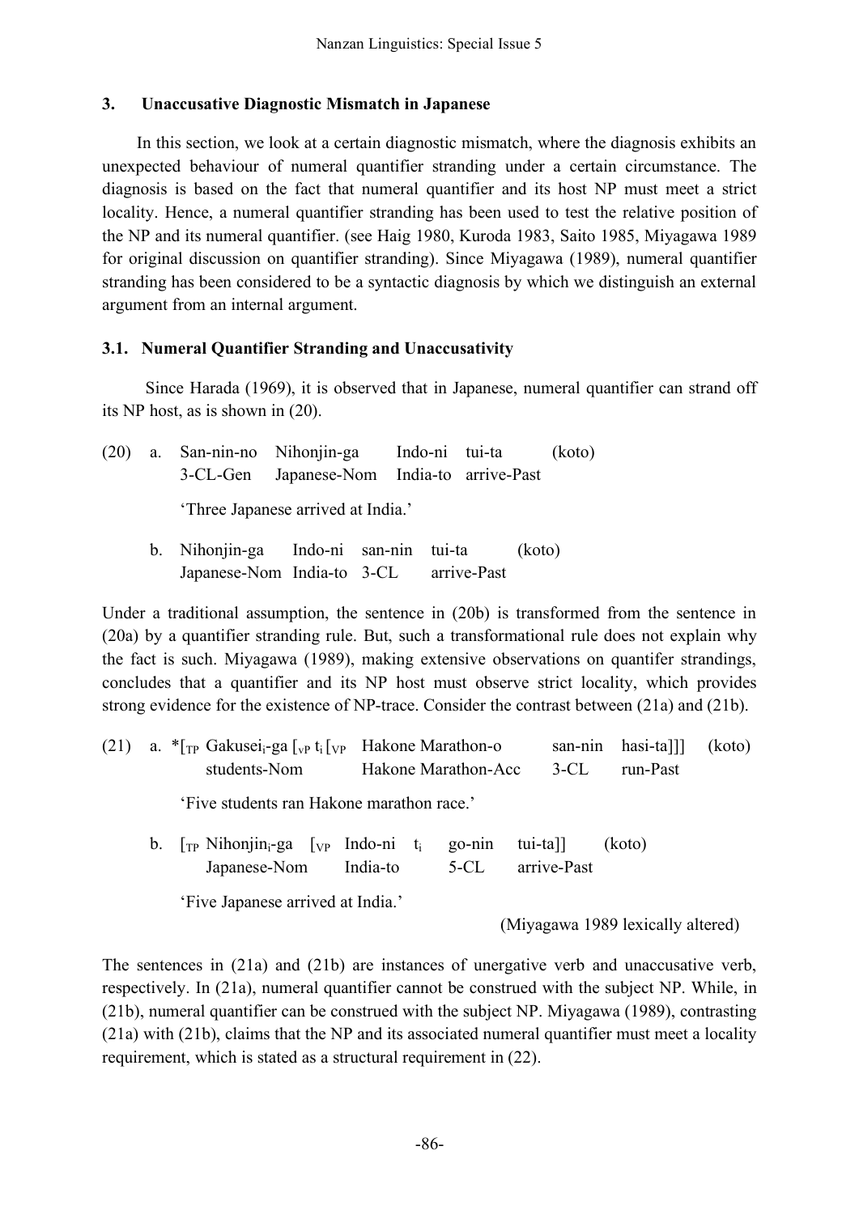### 3. Unaccusative Diagnostic Mismatch in Japanese

In this section, we look at a certain diagnostic mismatch, where the diagnosis exhibits an unexpected behaviour of numeral quantifier stranding under a certain circumstance. The diagnosis is based on the fact that numeral quantifier and its host NP must meet a strict locality. Hence, a numeral quantifier stranding has been used to test the relative position of the NP and its numeral quantifier. (see Haig 1980, Kuroda 1983, Saito 1985, Miyagawa 1989 for original discussion on quantifier stranding). Since Miyagawa (1989), numeral quantifier stranding has been considered to be a syntactic diagnosis by which we distinguish an external argument from an internal argument.

### 3.1. Numeral Quantifier Stranding and Unaccusativity

Since Harada (1969), it is observed that in Japanese, numeral quantifier can strand off its NP host, as is shown in (20).

(20) a. San-nin-no Nihonjin-ga Indo-ni tui-ta (koto)
3-CL-Gen Japanese-Nom India-to arrive-Past
'Three Japanese arrived at India.'

b. Nihonjin-ga Indo-ni san-nin tui-ta (koto)
Japanese-Nom India-to 3-CL arrive-Past

Under a traditional assumption, the sentence in (20b) is transformed from the sentence in (20a) by a quantifier stranding rule. But, such a transformational rule does not explain why the fact is such. Miyagawa (1989), making extensive observations on quantifer strandings, concludes that a quantifier and its NP host must observe strict locality, which provides strong evidence for the existence of NP-trace. Consider the contrast between (21a) and (21b).

(21) a. *[$_{TP}$ Gakusei$_i$-ga [$_{vP}$ t$_i$ [$_{VP}$ Hakone Marathon-o san-nin hasi-ta]]] (koto)
students-Nom Hakone Marathon-Acc 3-CL run-Past
'Five students ran Hakone marathon race.'

b. [$_{TP}$ Nihonjin$_i$-ga [$_{VP}$ Indo-ni t$_i$ go-nin tui-ta]] (koto)
Japanese-Nom India-to 5-CL arrive-Past
'Five Japanese arrived at India.'

(Miyagawa 1989 lexically altered)

The sentences in (21a) and (21b) are instances of unergative verb and unaccusative verb, respectively. In (21a), numeral quantifier cannot be construed with the subject NP. While, in (21b), numeral quantifier can be construed with the subject NP. Miyagawa (1989), contrasting (21a) with (21b), claims that the NP and its associated numeral quantifier must meet a locality requirement, which is stated as a structural requirement in (22).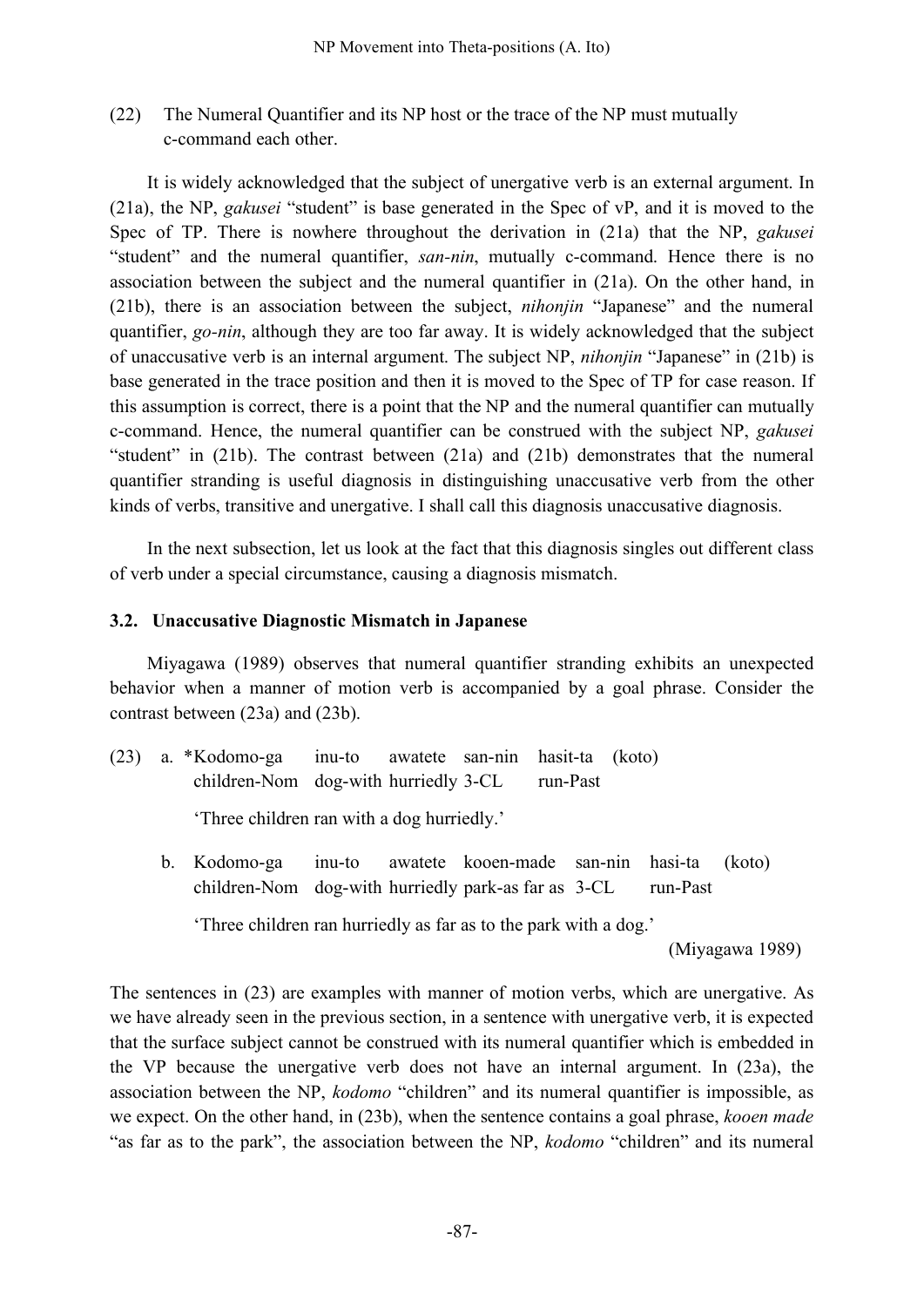(22) The Numeral Quantifier and its NP host or the trace of the NP must mutually c-command each other.

It is widely acknowledged that the subject of unergative verb is an external argument. In (21a), the NP, *gakusei* "student" is base generated in the Spec of vP, and it is moved to the Spec of TP. There is nowhere throughout the derivation in (21a) that the NP, *gakusei* "student" and the numeral quantifier, *san-nin*, mutually c-command. Hence there is no association between the subject and the numeral quantifier in (21a). On the other hand, in (21b), there is an association between the subject, *nihonjin* "Japanese" and the numeral quantifier, *go-nin*, although they are too far away. It is widely acknowledged that the subject of unaccusative verb is an internal argument. The subject NP, *nihonjin* "Japanese" in (21b) is base generated in the trace position and then it is moved to the Spec of TP for case reason. If this assumption is correct, there is a point that the NP and the numeral quantifier can mutually c-command. Hence, the numeral quantifier can be construed with the subject NP, *gakusei* "student" in (21b). The contrast between (21a) and (21b) demonstrates that the numeral quantifier stranding is useful diagnosis in distinguishing unaccusative verb from the other kinds of verbs, transitive and unergative. I shall call this diagnosis unaccusative diagnosis.

In the next subsection, let us look at the fact that this diagnosis singles out different class of verb under a special circumstance, causing a diagnosis mismatch.

### 3.2. Unaccusative Diagnostic Mismatch in Japanese

Miyagawa (1989) observes that numeral quantifier stranding exhibits an unexpected behavior when a manner of motion verb is accompanied by a goal phrase. Consider the contrast between (23a) and (23b).

(23) a. *Kodomo-ga inu-to awatete san-nin hasit-ta (koto)
children-Nom dog-with hurriedly 3-CL run-Past

'Three children ran with a dog hurriedly.'

b. Kodomo-ga inu-to awatete kooen-made san-nin hasi-ta (koto)
children-Nom dog-with hurriedly park-as far as 3-CL run-Past

'Three children ran hurriedly as far as to the park with a dog.'

(Miyagawa 1989)

The sentences in (23) are examples with manner of motion verbs, which are unergative. As we have already seen in the previous section, in a sentence with unergative verb, it is expected that the surface subject cannot be construed with its numeral quantifier which is embedded in the VP because the unergative verb does not have an internal argument. In (23a), the association between the NP, *kodomo* "children" and its numeral quantifier is impossible, as we expect. On the other hand, in (23b), when the sentence contains a goal phrase, *kooen made* "as far as to the park", the association between the NP, *kodomo* "children" and its numeral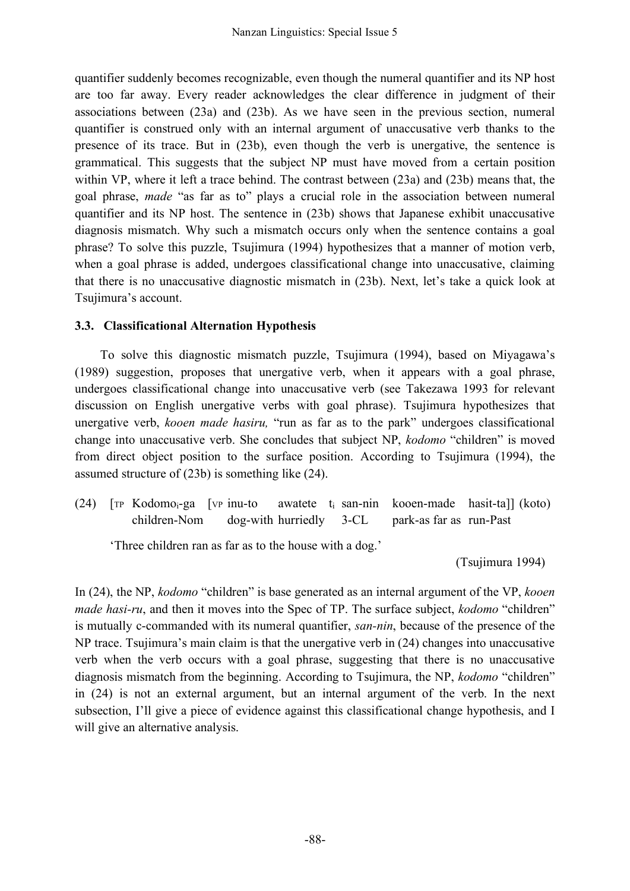quantifier suddenly becomes recognizable, even though the numeral quantifier and its NP host are too far away. Every reader acknowledges the clear difference in judgment of their associations between (23a) and (23b). As we have seen in the previous section, numeral quantifier is construed only with an internal argument of unaccusative verb thanks to the presence of its trace. But in (23b), even though the verb is unergative, the sentence is grammatical. This suggests that the subject NP must have moved from a certain position within VP, where it left a trace behind. The contrast between (23a) and (23b) means that, the goal phrase, *made* "as far as to" plays a crucial role in the association between numeral quantifier and its NP host. The sentence in (23b) shows that Japanese exhibit unaccusative diagnosis mismatch. Why such a mismatch occurs only when the sentence contains a goal phrase? To solve this puzzle, Tsujimura (1994) hypothesizes that a manner of motion verb, when a goal phrase is added, undergoes classificational change into unaccusative, claiming that there is no unaccusative diagnostic mismatch in (23b). Next, let's take a quick look at Tsujimura's account.

### 3.3. Classificational Alternation Hypothesis

To solve this diagnostic mismatch puzzle, Tsujimura (1994), based on Miyagawa's (1989) suggestion, proposes that unergative verb, when it appears with a goal phrase, undergoes classificational change into unaccusative verb (see Takezawa 1993 for relevant discussion on English unergative verbs with goal phrase). Tsujimura hypothesizes that unergative verb, *kooen made hasiru,* "run as far as to the park" undergoes classificational change into unaccusative verb. She concludes that subject NP, *kodomo* "children" is moved from direct object position to the surface position. According to Tsujimura (1994), the assumed structure of (23b) is something like (24).

(24) [$_{TP}$ Kodomo$_i$-ga [$_{VP}$ inu-to awatete t$_i$ san-nin kooen-made hasit-ta]] (koto)
children-Nom dog-with hurriedly 3-CL park-as far as run-Past

'Three children ran as far as to the house with a dog.'

(Tsujimura 1994)

In (24), the NP, *kodomo* "children" is base generated as an internal argument of the VP, *kooen made hasi-ru*, and then it moves into the Spec of TP. The surface subject, *kodomo* "children" is mutually c-commanded with its numeral quantifier, *san-nin*, because of the presence of the NP trace. Tsujimura's main claim is that the unergative verb in (24) changes into unaccusative verb when the verb occurs with a goal phrase, suggesting that there is no unaccusative diagnosis mismatch from the beginning. According to Tsujimura, the NP, *kodomo* "children" in (24) is not an external argument, but an internal argument of the verb. In the next subsection, I'll give a piece of evidence against this classificational change hypothesis, and I will give an alternative analysis.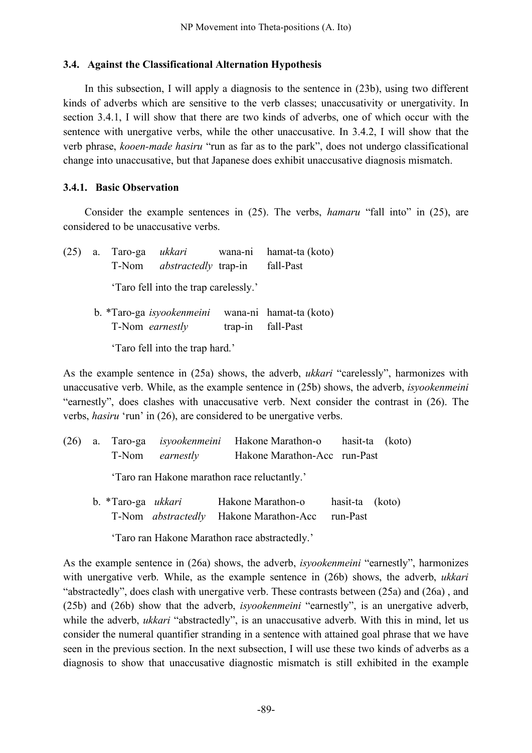### 3.4. Against the Classificational Alternation Hypothesis

In this subsection, I will apply a diagnosis to the sentence in (23b), using two different kinds of adverbs which are sensitive to the verb classes; unaccusativity or unergativity. In section 3.4.1, I will show that there are two kinds of adverbs, one of which occur with the sentence with unergative verbs, while the other unaccusative. In 3.4.2, I will show that the verb phrase, *kooen-made hasiru* "run as far as to the park", does not undergo classificational change into unaccusative, but that Japanese does exhibit unaccusative diagnosis mismatch.

### 3.4.1. Basic Observation

Consider the example sentences in (25). The verbs, *hamaru* "fall into" in (25), are considered to be unaccusative verbs.

(25) a. Taro-ga *ukkari* wana-ni hamat-ta (koto)
T-Nom *abstractedly* trap-in fall-Past

'Taro fell into the trap carelessly.'

b. *Taro-ga *isyookenmeini* wana-ni hamat-ta (koto)
T-Nom *earnestly* trap-in fall-Past

'Taro fell into the trap hard.'

As the example sentence in (25a) shows, the adverb, *ukkari* "carelessly", harmonizes with unaccusative verb. While, as the example sentence in (25b) shows, the adverb, *isyookenmeini* "earnestly", does clashes with unaccusative verb. Next consider the contrast in (26). The verbs, *hasiru* 'run' in (26), are considered to be unergative verbs.

(26) a. Taro-ga *isyookenmeini* Hakone Marathon-o hasit-ta (koto)
T-Nom *earnestly* Hakone Marathon-Acc run-Past

'Taro ran Hakone marathon race reluctantly.'

b. *Taro-ga *ukkari* Hakone Marathon-o hasit-ta (koto)
T-Nom *abstractedly* Hakone Marathon-Acc run-Past

'Taro ran Hakone Marathon race abstractedly.'

As the example sentence in (26a) shows, the adverb, *isyookenmeini* "earnestly", harmonizes with unergative verb. While, as the example sentence in (26b) shows, the adverb, *ukkari* "abstractedly", does clash with unergative verb. These contrasts between (25a) and (26a) , and (25b) and (26b) show that the adverb, *isyookenmeini* "earnestly", is an unergative adverb, while the adverb, *ukkari* "abstractedly", is an unaccusative adverb. With this in mind, let us consider the numeral quantifier stranding in a sentence with attained goal phrase that we have seen in the previous section. In the next subsection, I will use these two kinds of adverbs as a diagnosis to show that unaccusative diagnostic mismatch is still exhibited in the example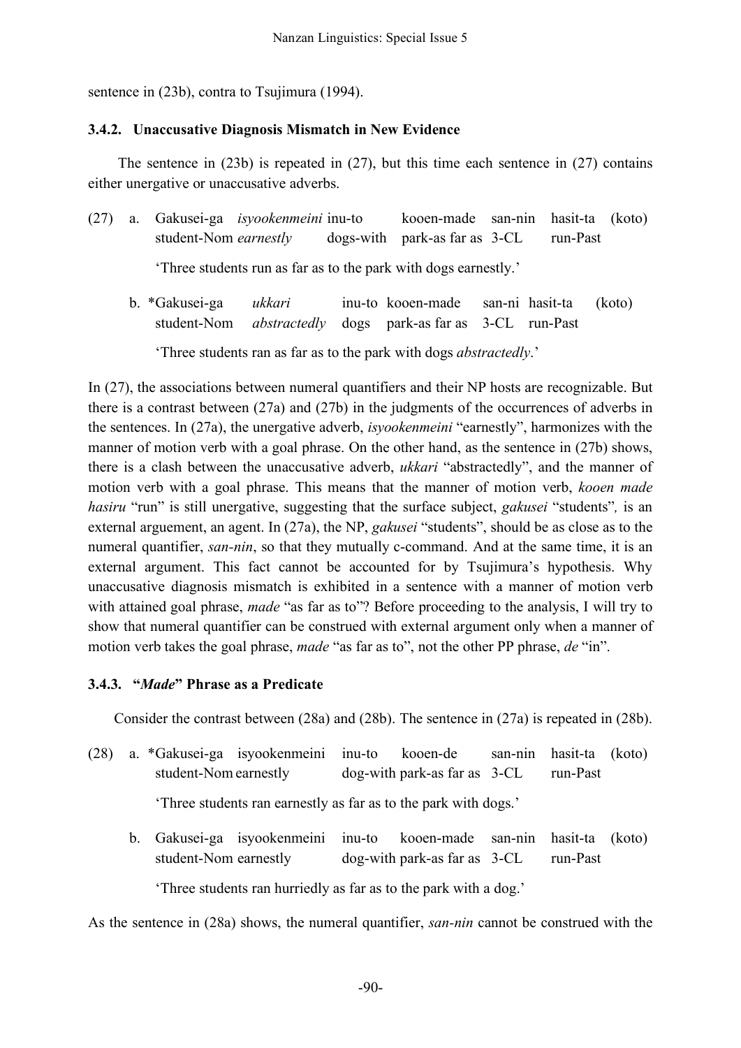sentence in (23b), contra to Tsujimura (1994).

### 3.4.2. Unaccusative Diagnosis Mismatch in New Evidence

The sentence in (23b) is repeated in (27), but this time each sentence in (27) contains either unergative or unaccusative adverbs.

(27) a. Gakusei-ga *isyookenmeini* inu-to kooen-made san-nin hasit-ta (koto)
student-Nom *earnestly* dogs-with park-as far as 3-CL run-Past

'Three students run as far as to the park with dogs earnestly.'

b. \*Gakusei-ga *ukkari* inu-to kooen-made san-ni hasit-ta (koto)
student-Nom *abstractedly* dogs park-as far as 3-CL run-Past

'Three students ran as far as to the park with dogs *abstractedly*.'

In (27), the associations between numeral quantifiers and their NP hosts are recognizable. But there is a contrast between (27a) and (27b) in the judgments of the occurrences of adverbs in the sentences. In (27a), the unergative adverb, *isyookenmeini* "earnestly", harmonizes with the manner of motion verb with a goal phrase. On the other hand, as the sentence in (27b) shows, there is a clash between the unaccusative adverb, *ukkari* "abstractedly", and the manner of motion verb with a goal phrase. This means that the manner of motion verb, *kooen made hasiru* "run" is still unergative, suggesting that the surface subject, *gakusei* "students"*,* is an external arguement, an agent. In (27a), the NP, *gakusei* "students", should be as close as to the numeral quantifier, *san-nin*, so that they mutually c-command. And at the same time, it is an external argument. This fact cannot be accounted for by Tsujimura's hypothesis. Why unaccusative diagnosis mismatch is exhibited in a sentence with a manner of motion verb with attained goal phrase, *made* "as far as to"? Before proceeding to the analysis, I will try to show that numeral quantifier can be construed with external argument only when a manner of motion verb takes the goal phrase, *made* "as far as to", not the other PP phrase, *de* "in".

### 3.4.3. "*Made*" Phrase as a Predicate

Consider the contrast between (28a) and (28b). The sentence in (27a) is repeated in (28b).

(28) a. \*Gakusei-ga isyookenmeini inu-to kooen-de san-nin hasit-ta (koto)
student-Nom earnestly dog-with park-as far as 3-CL run-Past

'Three students ran earnestly as far as to the park with dogs.'

b. Gakusei-ga isyookenmeini inu-to kooen-made san-nin hasit-ta (koto)
student-Nom earnestly dog-with park-as far as 3-CL run-Past

'Three students ran hurriedly as far as to the park with a dog.'

As the sentence in (28a) shows, the numeral quantifier, *san-nin* cannot be construed with the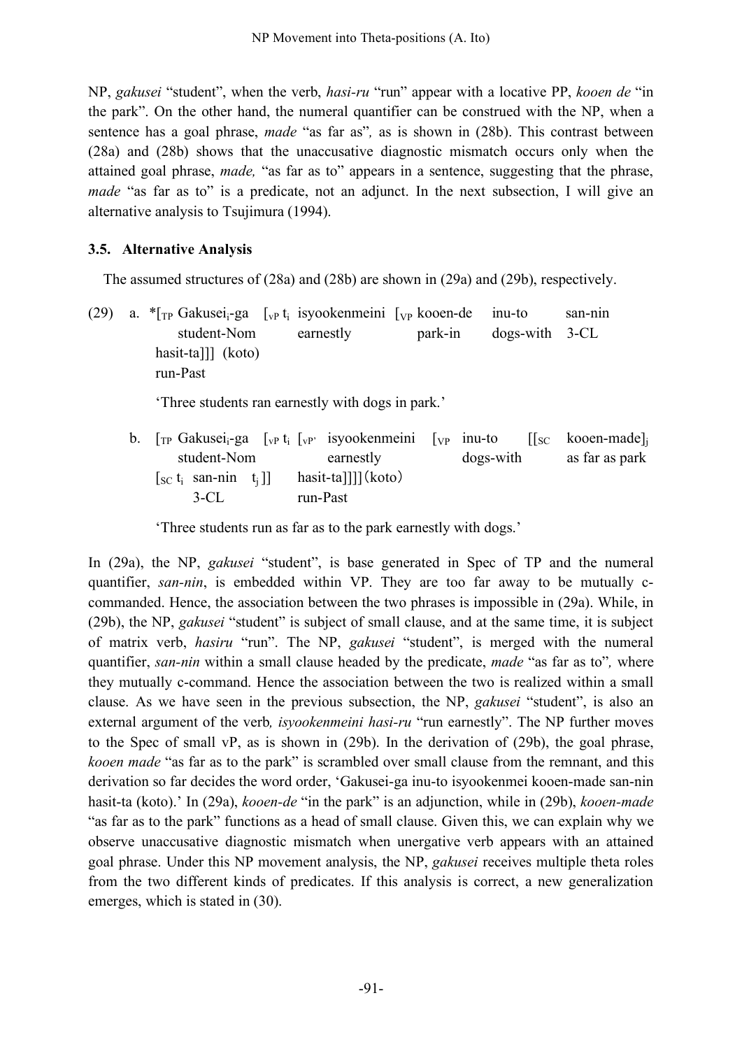NP, *gakusei* "student", when the verb, *hasi-ru* "run" appear with a locative PP, *kooen de* "in the park". On the other hand, the numeral quantifier can be construed with the NP, when a sentence has a goal phrase, *made* "as far as", as is shown in (28b). This contrast between (28a) and (28b) shows that the unaccusative diagnostic mismatch occurs only when the attained goal phrase, *made,* "as far as to" appears in a sentence, suggesting that the phrase, *made* "as far as to" is a predicate, not an adjunct. In the next subsection, I will give an alternative analysis to Tsujimura (1994).

### 3.5. Alternative Analysis

The assumed structures of (28a) and (28b) are shown in (29a) and (29b), respectively.

(29) a. *[$_{TP}$ Gakusei$_i$-ga [$_{vP}$ t$_i$ isyookenmeini [$_{VP}$ kooen-de inu-to san-nin
student-Nom earnestly park-in dogs-with 3-CL
hasit-ta]]] (koto)
run-Past

'Three students ran earnestly with dogs in park.'

b. [$_{TP}$ Gakusei$_i$-ga [$_{vP}$ t$_i$ [$_{vP'}$ isyookenmeini [$_{VP}$ inu-to [[$_{SC}$ kooen-made]$_j$
student-Nom earnestly dogs-with as far as park
[$_{SC}$ t$_i$ san-nin t$_j$ ]] hasit-ta]]]](koto)
3-CL run-Past

'Three students run as far as to the park earnestly with dogs.'

In (29a), the NP, *gakusei* "student", is base generated in Spec of TP and the numeral quantifier, *san-nin*, is embedded within VP. They are too far away to be mutually c-commanded. Hence, the association between the two phrases is impossible in (29a). While, in (29b), the NP, *gakusei* "student" is subject of small clause, and at the same time, it is subject of matrix verb, *hasiru* "run". The NP, *gakusei* "student", is merged with the numeral quantifier, *san-nin* within a small clause headed by the predicate, *made* "as far as to"*,* where they mutually c-command. Hence the association between the two is realized within a small clause. As we have seen in the previous subsection, the NP, *gakusei* "student", is also an external argument of the verb*, isyookenmeini hasi-ru* "run earnestly". The NP further moves to the Spec of small vP, as is shown in (29b). In the derivation of (29b), the goal phrase, *kooen made* "as far as to the park" is scrambled over small clause from the remnant, and this derivation so far decides the word order, 'Gakusei-ga inu-to isyookenmei kooen-made san-nin hasit-ta (koto).' In (29a), *kooen-de* "in the park" is an adjunction, while in (29b), *kooen-made* "as far as to the park" functions as a head of small clause. Given this, we can explain why we observe unaccusative diagnostic mismatch when unergative verb appears with an attained goal phrase. Under this NP movement analysis, the NP, *gakusei* receives multiple theta roles from the two different kinds of predicates. If this analysis is correct, a new generalization emerges, which is stated in (30).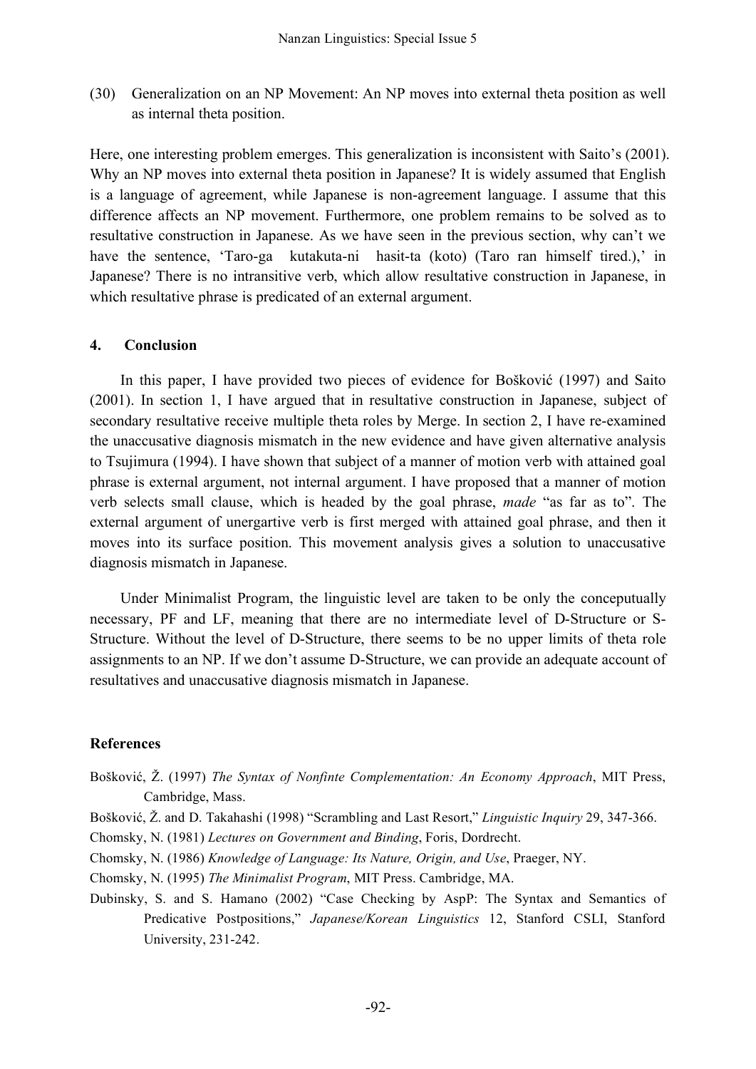(30) Generalization on an NP Movement: An NP moves into external theta position as well as internal theta position.

Here, one interesting problem emerges. This generalization is inconsistent with Saito's (2001). Why an NP moves into external theta position in Japanese? It is widely assumed that English is a language of agreement, while Japanese is non-agreement language. I assume that this difference affects an NP movement. Furthermore, one problem remains to be solved as to resultative construction in Japanese. As we have seen in the previous section, why can't we have the sentence, 'Taro-ga kutakuta-ni hasit-ta (koto) (Taro ran himself tired.),' in Japanese? There is no intransitive verb, which allow resultative construction in Japanese, in which resultative phrase is predicated of an external argument.

## 4. Conclusion

In this paper, I have provided two pieces of evidence for Bošković (1997) and Saito (2001). In section 1, I have argued that in resultative construction in Japanese, subject of secondary resultative receive multiple theta roles by Merge. In section 2, I have re-examined the unaccusative diagnosis mismatch in the new evidence and have given alternative analysis to Tsujimura (1994). I have shown that subject of a manner of motion verb with attained goal phrase is external argument, not internal argument. I have proposed that a manner of motion verb selects small clause, which is headed by the goal phrase, *made* "as far as to". The external argument of unergartive verb is first merged with attained goal phrase, and then it moves into its surface position. This movement analysis gives a solution to unaccusative diagnosis mismatch in Japanese.

Under Minimalist Program, the linguistic level are taken to be only the conceptually necessary, PF and LF, meaning that there are no intermediate level of D-Structure or S-Structure. Without the level of D-Structure, there seems to be no upper limits of theta role assignments to an NP. If we don't assume D-Structure, we can provide an adequate account of resultatives and unaccusative diagnosis mismatch in Japanese.

## References

Bošković, Ž. (1997) *The Syntax of Nonfinte Complementation: An Economy Approach*, MIT Press, Cambridge, Mass.

Bošković, Ž. and D. Takahashi (1998) "Scrambling and Last Resort," *Linguistic Inquiry* 29, 347-366.

Chomsky, N. (1981) *Lectures on Government and Binding*, Foris, Dordrecht.

Chomsky, N. (1986) *Knowledge of Language: Its Nature, Origin, and Use*, Praeger, NY.

Chomsky, N. (1995) *The Minimalist Program*, MIT Press. Cambridge, MA.

Dubinsky, S. and S. Hamano (2002) "Case Checking by AspP: The Syntax and Semantics of Predicative Postpositions," *Japanese/Korean Linguistics* 12, Stanford CSLI, Stanford University, 231-242.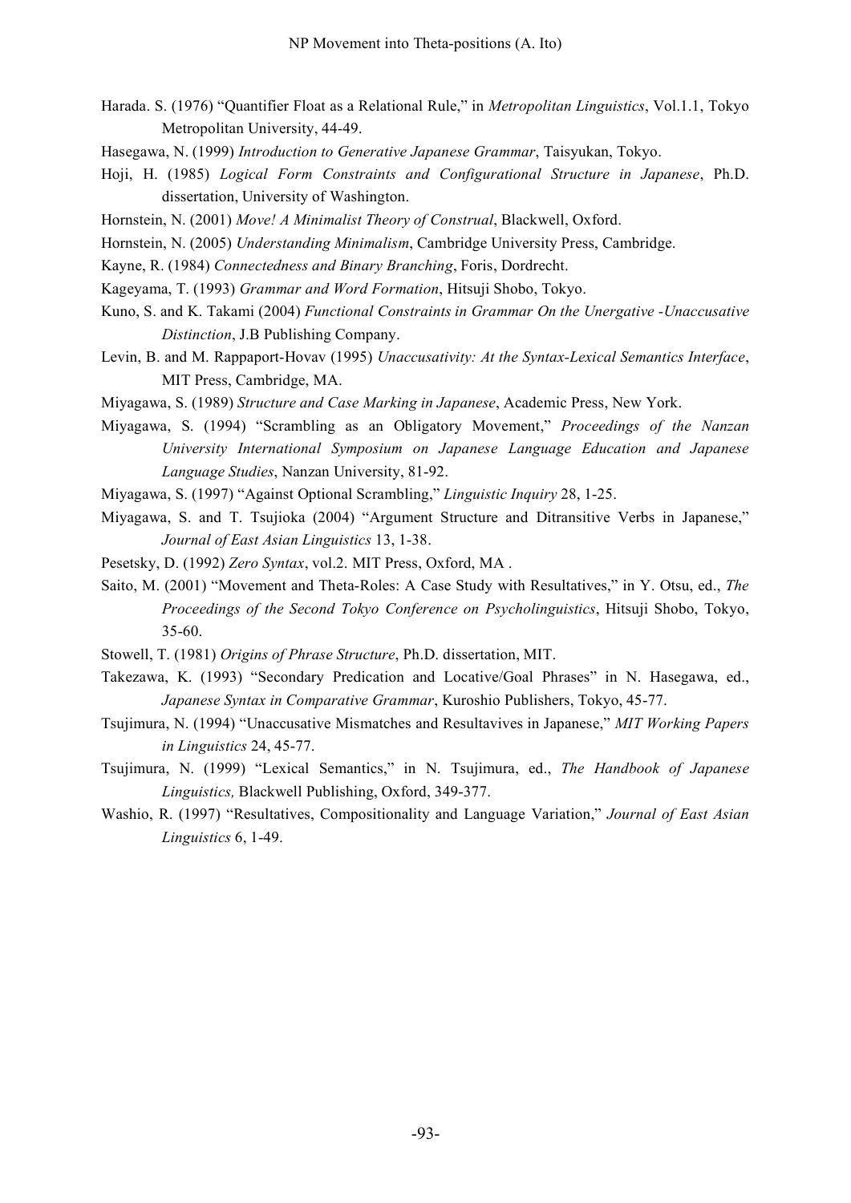Harada. S. (1976) "Quantifier Float as a Relational Rule," in *Metropolitan Linguistics*, Vol.1.1, Tokyo Metropolitan University, 44-49.

Hasegawa, N. (1999) *Introduction to Generative Japanese Grammar*, Taisyukan, Tokyo.

Hoji, H. (1985) *Logical Form Constraints and Configurational Structure in Japanese*, Ph.D. dissertation, University of Washington.

Hornstein, N. (2001) *Move! A Minimalist Theory of Construal*, Blackwell, Oxford.

Hornstein, N. (2005) *Understanding Minimalism*, Cambridge University Press, Cambridge.

Kayne, R. (1984) *Connectedness and Binary Branching*, Foris, Dordrecht.

Kageyama, T. (1993) *Grammar and Word Formation*, Hitsuji Shobo, Tokyo.

Kuno, S. and K. Takami (2004) *Functional Constraints in Grammar On the Unergative -Unaccusative Distinction*, J.B Publishing Company.

Levin, B. and M. Rappaport-Hovav (1995) *Unaccusativity: At the Syntax-Lexical Semantics Interface*, MIT Press, Cambridge, MA.

Miyagawa, S. (1989) *Structure and Case Marking in Japanese*, Academic Press, New York.

Miyagawa, S. (1994) "Scrambling as an Obligatory Movement," *Proceedings of the Nanzan University International Symposium on Japanese Language Education and Japanese Language Studies*, Nanzan University, 81-92.

Miyagawa, S. (1997) "Against Optional Scrambling," *Linguistic Inquiry* 28, 1-25.

Miyagawa, S. and T. Tsujioka (2004) "Argument Structure and Ditransitive Verbs in Japanese," *Journal of East Asian Linguistics* 13, 1-38.

Pesetsky, D. (1992) *Zero Syntax*, vol.2. MIT Press, Oxford, MA .

Saito, M. (2001) "Movement and Theta-Roles: A Case Study with Resultatives," in Y. Otsu, ed., *The Proceedings of the Second Tokyo Conference on Psycholinguistics*, Hitsuji Shobo, Tokyo, 35-60.

Stowell, T. (1981) *Origins of Phrase Structure*, Ph.D. dissertation, MIT.

Takezawa, K. (1993) "Secondary Predication and Locative/Goal Phrases" in N. Hasegawa, ed., *Japanese Syntax in Comparative Grammar*, Kuroshio Publishers, Tokyo, 45-77.

Tsujimura, N. (1994) "Unaccusative Mismatches and Resultavives in Japanese," *MIT Working Papers in Linguistics* 24, 45-77.

Tsujimura, N. (1999) "Lexical Semantics," in N. Tsujimura, ed., *The Handbook of Japanese Linguistics,* Blackwell Publishing, Oxford, 349-377.

Washio, R. (1997) "Resultatives, Compositionality and Language Variation," *Journal of East Asian Linguistics* 6, 1-49.